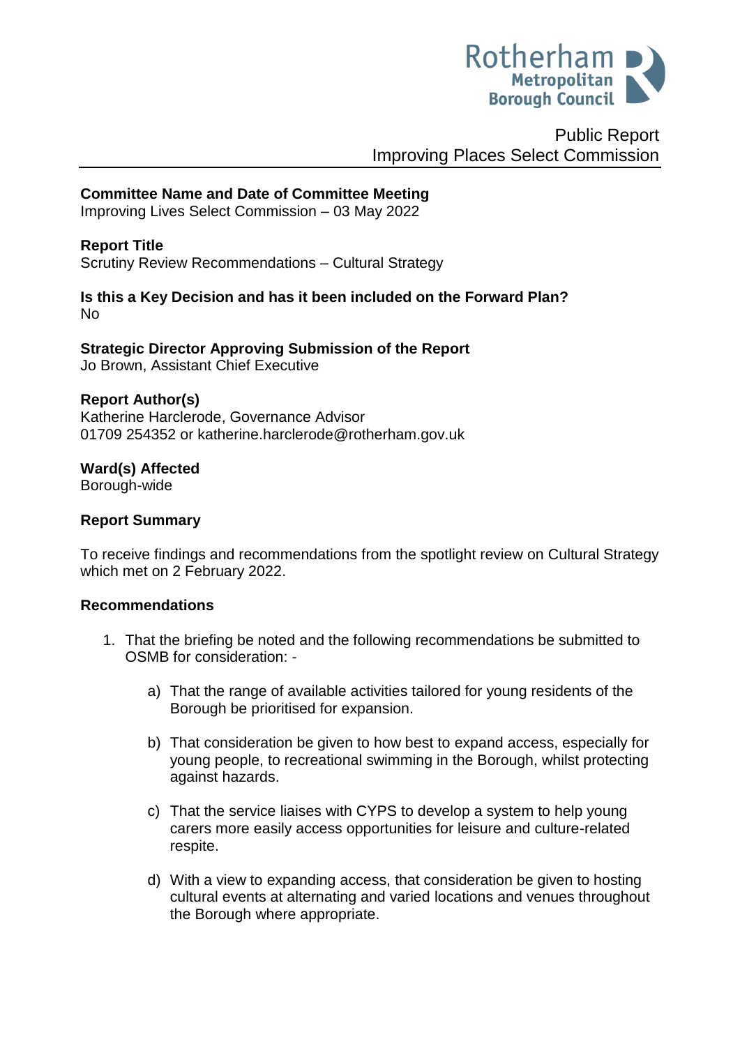Rotherham Metropolitan Borough Council

Public Report
Improving Places Select Commission

**Committee Name and Date of Committee Meeting**
Improving Lives Select Commission – 03 May 2022

**Report Title**
Scrutiny Review Recommendations – Cultural Strategy

**Is this a Key Decision and has it been included on the Forward Plan?**
No

**Strategic Director Approving Submission of the Report**
Jo Brown, Assistant Chief Executive

**Report Author(s)**
Katherine Harclerode, Governance Advisor
01709 254352 or katherine.harclerode@rotherham.gov.uk

**Ward(s) Affected**
Borough-wide

**Report Summary**

To receive findings and recommendations from the spotlight review on Cultural Strategy which met on 2 February 2022.

**Recommendations**

1. That the briefing be noted and the following recommendations be submitted to OSMB for consideration: -

    a) That the range of available activities tailored for young residents of the Borough be prioritised for expansion.

    b) That consideration be given to how best to expand access, especially for young people, to recreational swimming in the Borough, whilst protecting against hazards.

    c) That the service liaises with CYPS to develop a system to help young carers more easily access opportunities for leisure and culture-related respite.

    d) With a view to expanding access, that consideration be given to hosting cultural events at alternating and varied locations and venues throughout the Borough where appropriate.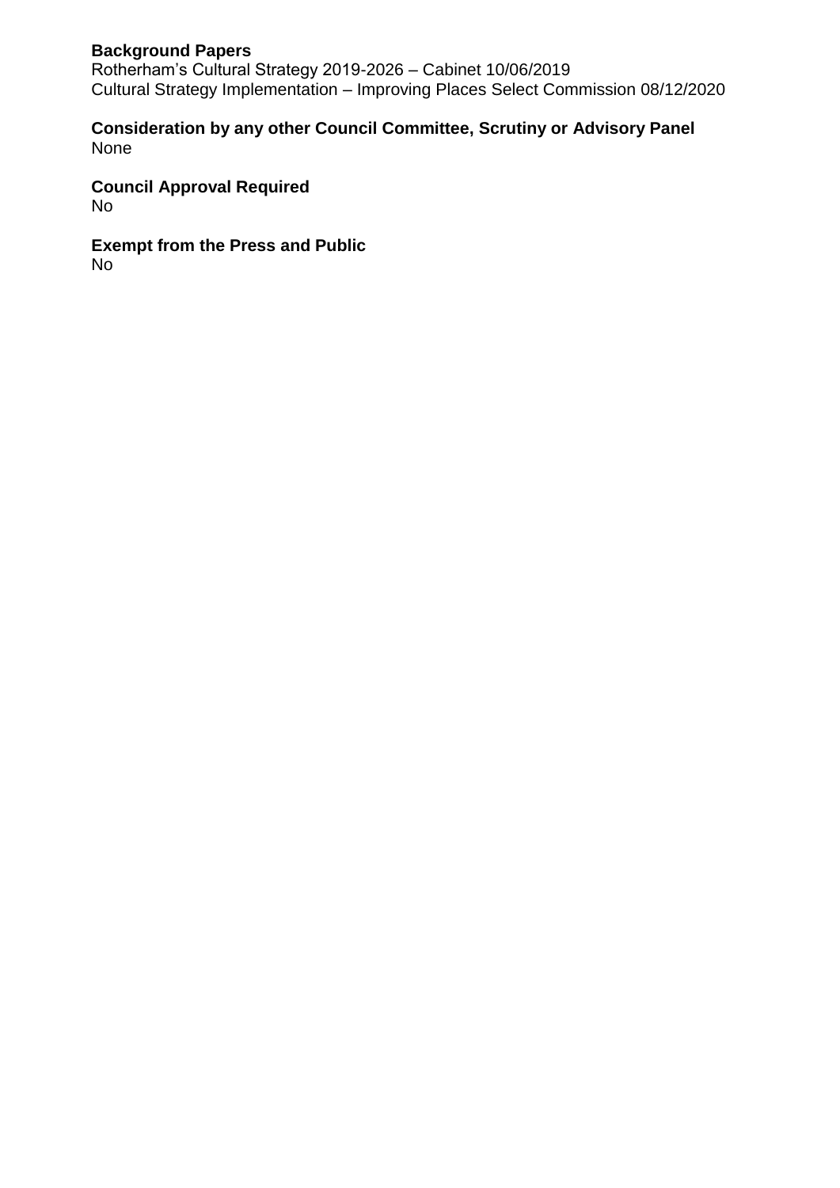**Background Papers**
Rotherham's Cultural Strategy 2019-2026 – Cabinet 10/06/2019
Cultural Strategy Implementation – Improving Places Select Commission 08/12/2020

**Consideration by any other Council Committee, Scrutiny or Advisory Panel**
None

**Council Approval Required**
No

**Exempt from the Press and Public**
No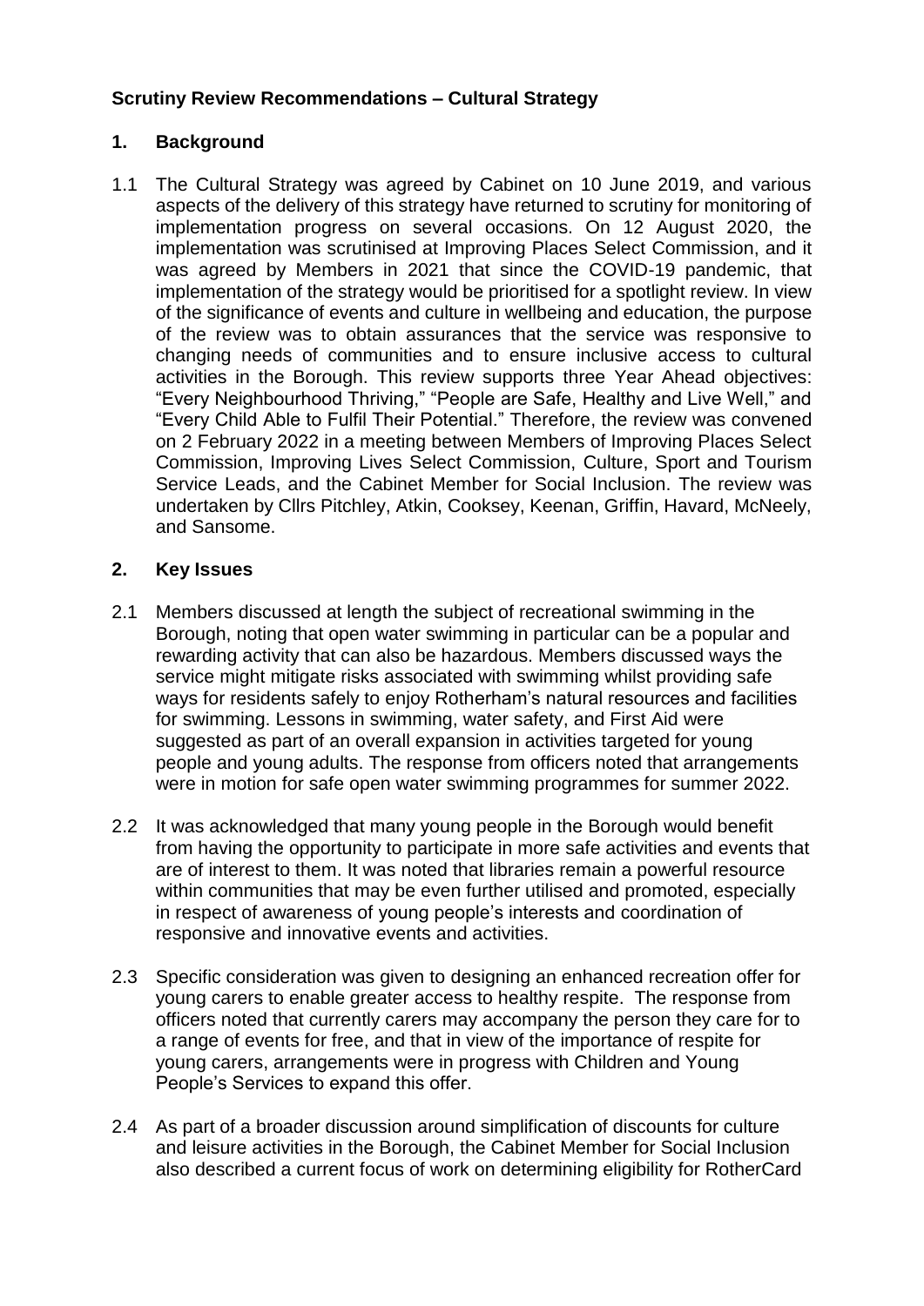## Scrutiny Review Recommendations – Cultural Strategy

### 1. Background

1.1 The Cultural Strategy was agreed by Cabinet on 10 June 2019, and various aspects of the delivery of this strategy have returned to scrutiny for monitoring of implementation progress on several occasions. On 12 August 2020, the implementation was scrutinised at Improving Places Select Commission, and it was agreed by Members in 2021 that since the COVID-19 pandemic, that implementation of the strategy would be prioritised for a spotlight review. In view of the significance of events and culture in wellbeing and education, the purpose of the review was to obtain assurances that the service was responsive to changing needs of communities and to ensure inclusive access to cultural activities in the Borough. This review supports three Year Ahead objectives: "Every Neighbourhood Thriving," "People are Safe, Healthy and Live Well," and "Every Child Able to Fulfil Their Potential." Therefore, the review was convened on 2 February 2022 in a meeting between Members of Improving Places Select Commission, Improving Lives Select Commission, Culture, Sport and Tourism Service Leads, and the Cabinet Member for Social Inclusion. The review was undertaken by Cllrs Pitchley, Atkin, Cooksey, Keenan, Griffin, Havard, McNeely, and Sansome.

### 2. Key Issues

2.1 Members discussed at length the subject of recreational swimming in the Borough, noting that open water swimming in particular can be a popular and rewarding activity that can also be hazardous. Members discussed ways the service might mitigate risks associated with swimming whilst providing safe ways for residents safely to enjoy Rotherham's natural resources and facilities for swimming. Lessons in swimming, water safety, and First Aid were suggested as part of an overall expansion in activities targeted for young people and young adults. The response from officers noted that arrangements were in motion for safe open water swimming programmes for summer 2022.

2.2 It was acknowledged that many young people in the Borough would benefit from having the opportunity to participate in more safe activities and events that are of interest to them. It was noted that libraries remain a powerful resource within communities that may be even further utilised and promoted, especially in respect of awareness of young people's interests and coordination of responsive and innovative events and activities.

2.3 Specific consideration was given to designing an enhanced recreation offer for young carers to enable greater access to healthy respite. The response from officers noted that currently carers may accompany the person they care for to a range of events for free, and that in view of the importance of respite for young carers, arrangements were in progress with Children and Young People's Services to expand this offer.

2.4 As part of a broader discussion around simplification of discounts for culture and leisure activities in the Borough, the Cabinet Member for Social Inclusion also described a current focus of work on determining eligibility for RotherCard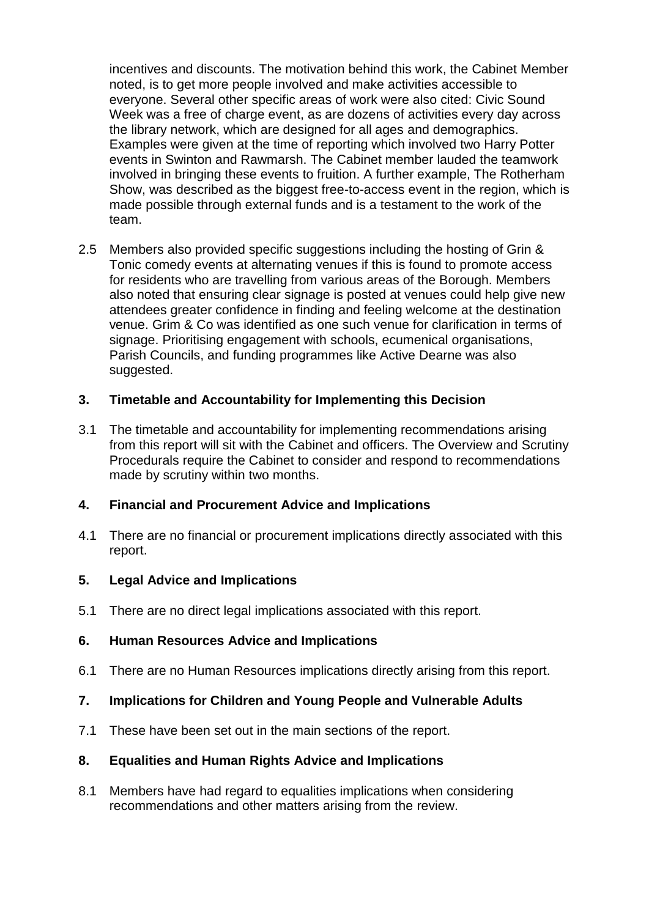incentives and discounts. The motivation behind this work, the Cabinet Member noted, is to get more people involved and make activities accessible to everyone. Several other specific areas of work were also cited: Civic Sound Week was a free of charge event, as are dozens of activities every day across the library network, which are designed for all ages and demographics. Examples were given at the time of reporting which involved two Harry Potter events in Swinton and Rawmarsh. The Cabinet member lauded the teamwork involved in bringing these events to fruition. A further example, The Rotherham Show, was described as the biggest free-to-access event in the region, which is made possible through external funds and is a testament to the work of the team.

2.5 Members also provided specific suggestions including the hosting of Grin & Tonic comedy events at alternating venues if this is found to promote access for residents who are travelling from various areas of the Borough. Members also noted that ensuring clear signage is posted at venues could help give new attendees greater confidence in finding and feeling welcome at the destination venue. Grim & Co was identified as one such venue for clarification in terms of signage. Prioritising engagement with schools, ecumenical organisations, Parish Councils, and funding programmes like Active Dearne was also suggested.

## 3. Timetable and Accountability for Implementing this Decision

3.1 The timetable and accountability for implementing recommendations arising from this report will sit with the Cabinet and officers. The Overview and Scrutiny Procedurals require the Cabinet to consider and respond to recommendations made by scrutiny within two months.

## 4. Financial and Procurement Advice and Implications

4.1 There are no financial or procurement implications directly associated with this report.

## 5. Legal Advice and Implications

5.1 There are no direct legal implications associated with this report.

## 6. Human Resources Advice and Implications

6.1 There are no Human Resources implications directly arising from this report.

## 7. Implications for Children and Young People and Vulnerable Adults

7.1 These have been set out in the main sections of the report.

## 8. Equalities and Human Rights Advice and Implications

8.1 Members have had regard to equalities implications when considering recommendations and other matters arising from the review.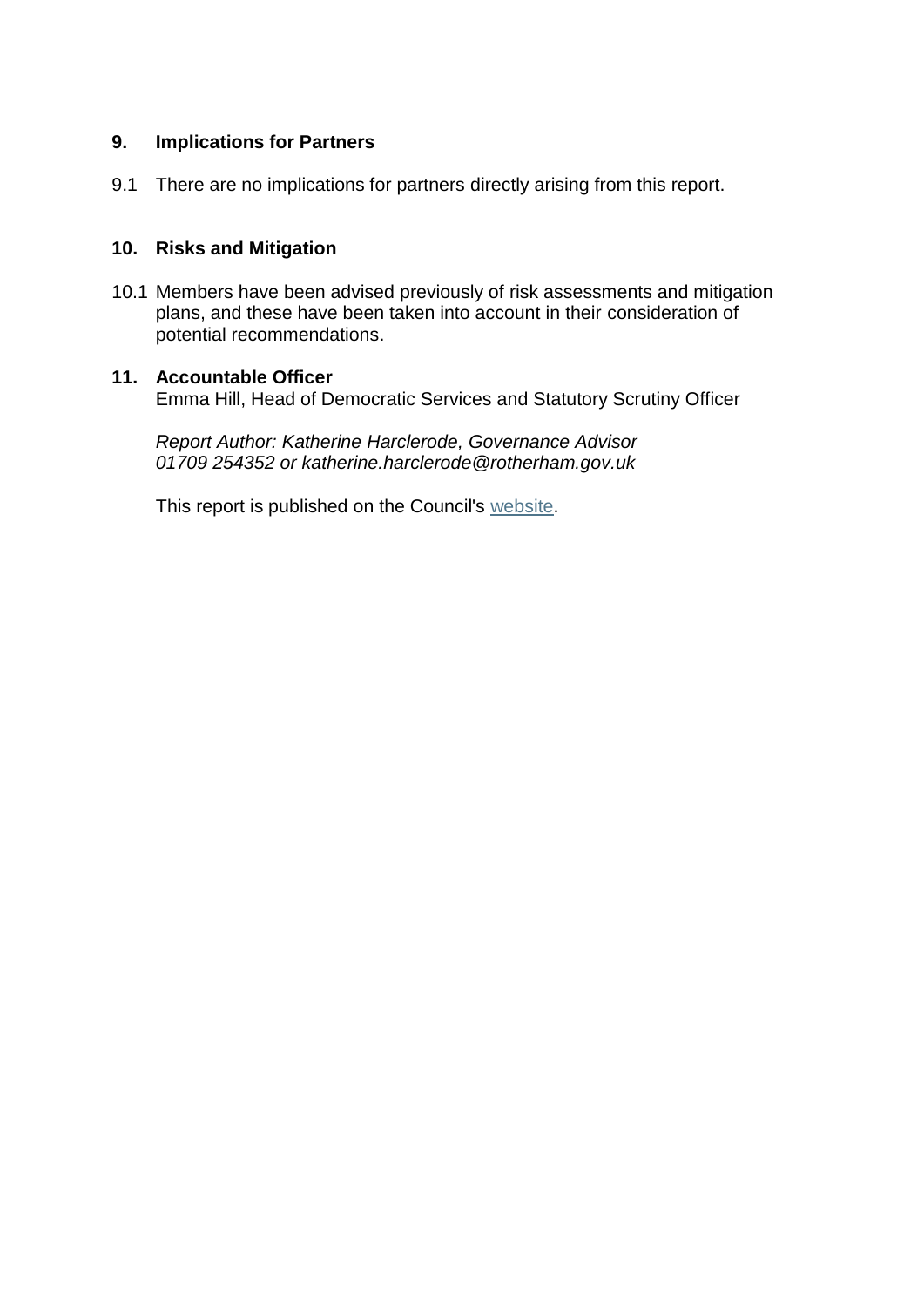## 9. Implications for Partners

9.1 There are no implications for partners directly arising from this report.

## 10. Risks and Mitigation

10.1 Members have been advised previously of risk assessments and mitigation plans, and these have been taken into account in their consideration of potential recommendations.

## 11. Accountable Officer

Emma Hill, Head of Democratic Services and Statutory Scrutiny Officer

*Report Author: Katherine Harclerode, Governance Advisor*
*01709 254352 or katherine.harclerode@rotherham.gov.uk*

This report is published on the Council's website.